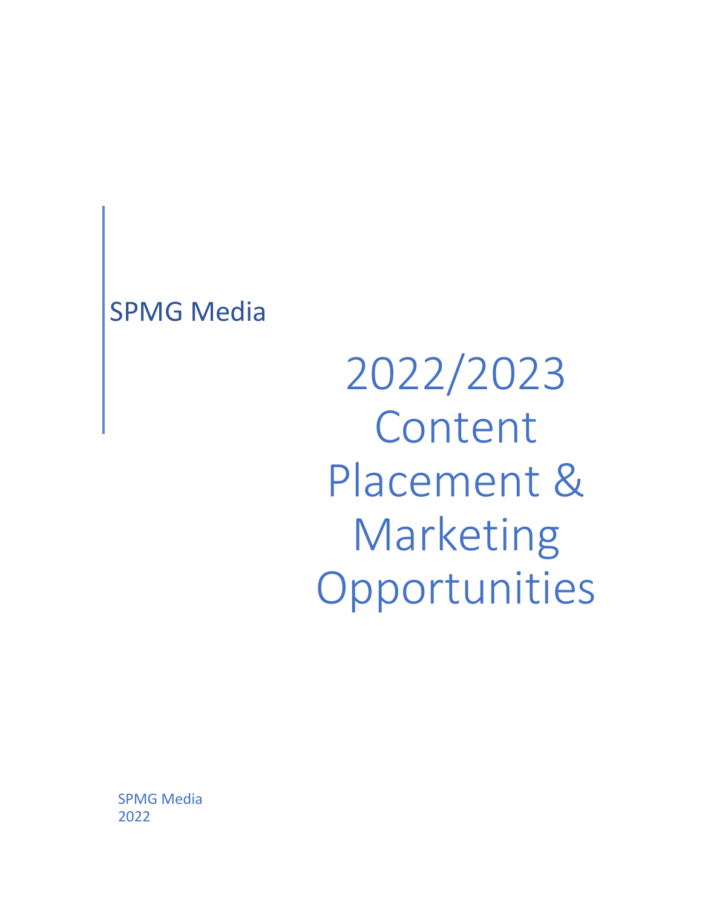SPMG Media

# 2022/2023 Content Placement & Marketing Opportunities

SPMG Media
2022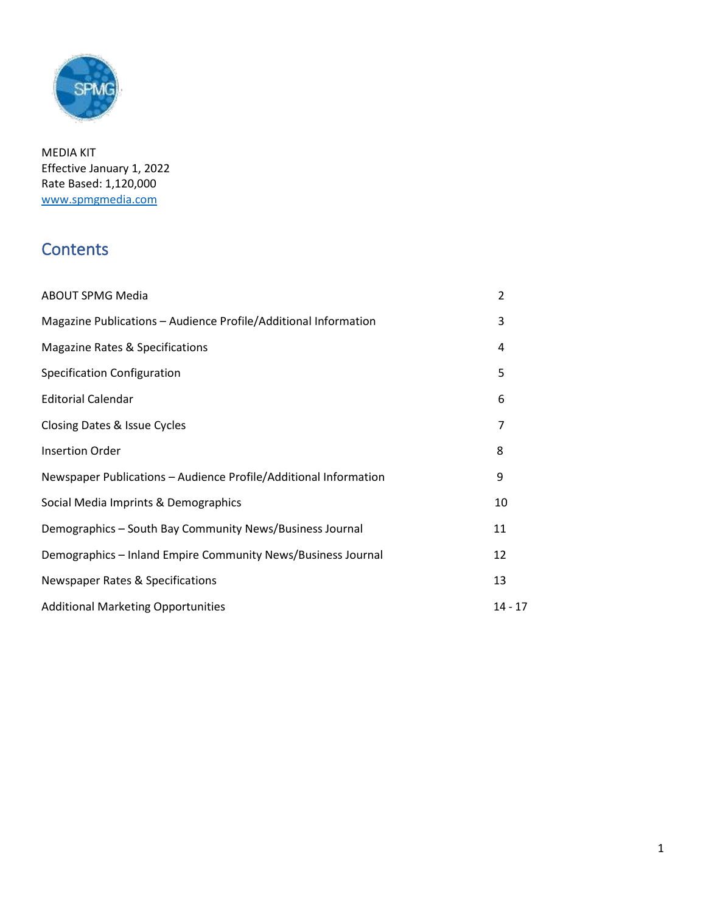MEDIA KIT
Effective January 1, 2022
Rate Based: 1,120,000
www.spmgmedia.com

## Contents

| | |
|---|---|
| ABOUT SPMG Media | 2 |
| Magazine Publications – Audience Profile/Additional Information | 3 |
| Magazine Rates & Specifications | 4 |
| Specification Configuration | 5 |
| Editorial Calendar | 6 |
| Closing Dates & Issue Cycles | 7 |
| Insertion Order | 8 |
| Newspaper Publications – Audience Profile/Additional Information | 9 |
| Social Media Imprints & Demographics | 10 |
| Demographics – South Bay Community News/Business Journal | 11 |
| Demographics – Inland Empire Community News/Business Journal | 12 |
| Newspaper Rates & Specifications | 13 |
| Additional Marketing Opportunities | 14 - 17 |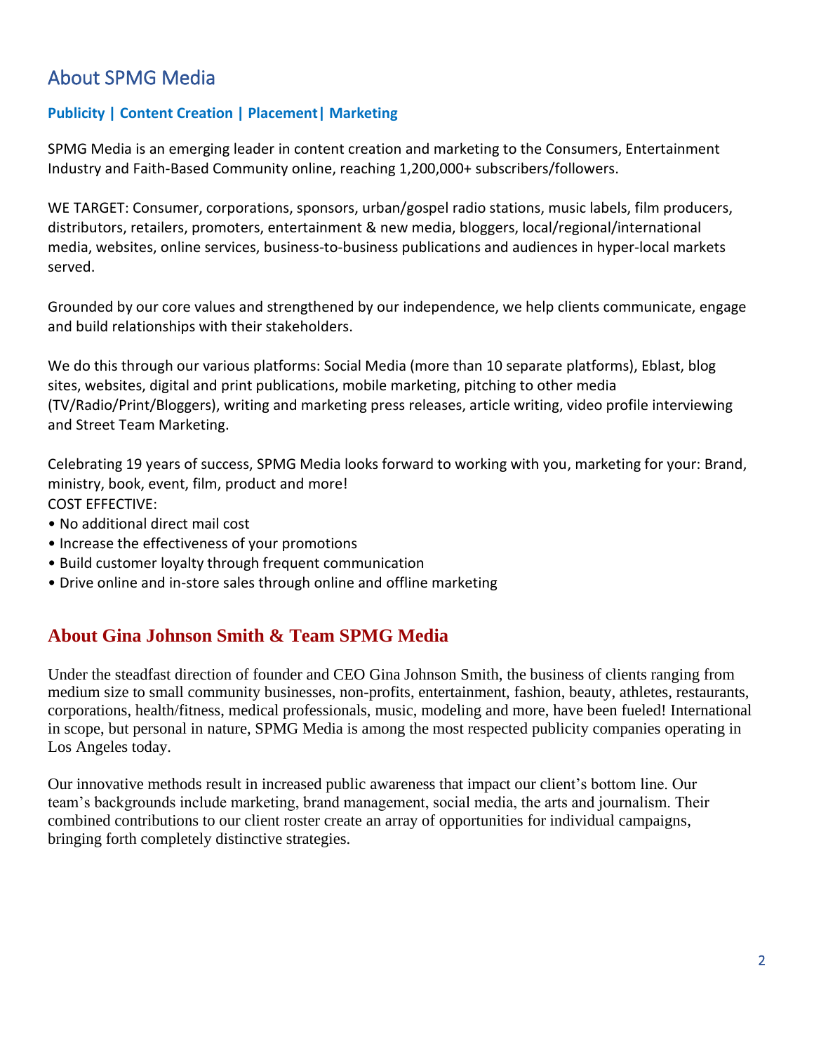## About SPMG Media

**Publicity | Content Creation | Placement| Marketing**

SPMG Media is an emerging leader in content creation and marketing to the Consumers, Entertainment Industry and Faith-Based Community online, reaching 1,200,000+ subscribers/followers.

WE TARGET: Consumer, corporations, sponsors, urban/gospel radio stations, music labels, film producers, distributors, retailers, promoters, entertainment & new media, bloggers, local/regional/international media, websites, online services, business-to-business publications and audiences in hyper-local markets served.

Grounded by our core values and strengthened by our independence, we help clients communicate, engage and build relationships with their stakeholders.

We do this through our various platforms: Social Media (more than 10 separate platforms), Eblast, blog sites, websites, digital and print publications, mobile marketing, pitching to other media (TV/Radio/Print/Bloggers), writing and marketing press releases, article writing, video profile interviewing and Street Team Marketing.

Celebrating 19 years of success, SPMG Media looks forward to working with you, marketing for your: Brand, ministry, book, event, film, product and more!

COST EFFECTIVE:

- No additional direct mail cost
- Increase the effectiveness of your promotions
- Build customer loyalty through frequent communication
- Drive online and in-store sales through online and offline marketing

## About Gina Johnson Smith & Team SPMG Media

Under the steadfast direction of founder and CEO Gina Johnson Smith, the business of clients ranging from medium size to small community businesses, non-profits, entertainment, fashion, beauty, athletes, restaurants, corporations, health/fitness, medical professionals, music, modeling and more, have been fueled! International in scope, but personal in nature, SPMG Media is among the most respected publicity companies operating in Los Angeles today.

Our innovative methods result in increased public awareness that impact our client's bottom line. Our team's backgrounds include marketing, brand management, social media, the arts and journalism. Their combined contributions to our client roster create an array of opportunities for individual campaigns, bringing forth completely distinctive strategies.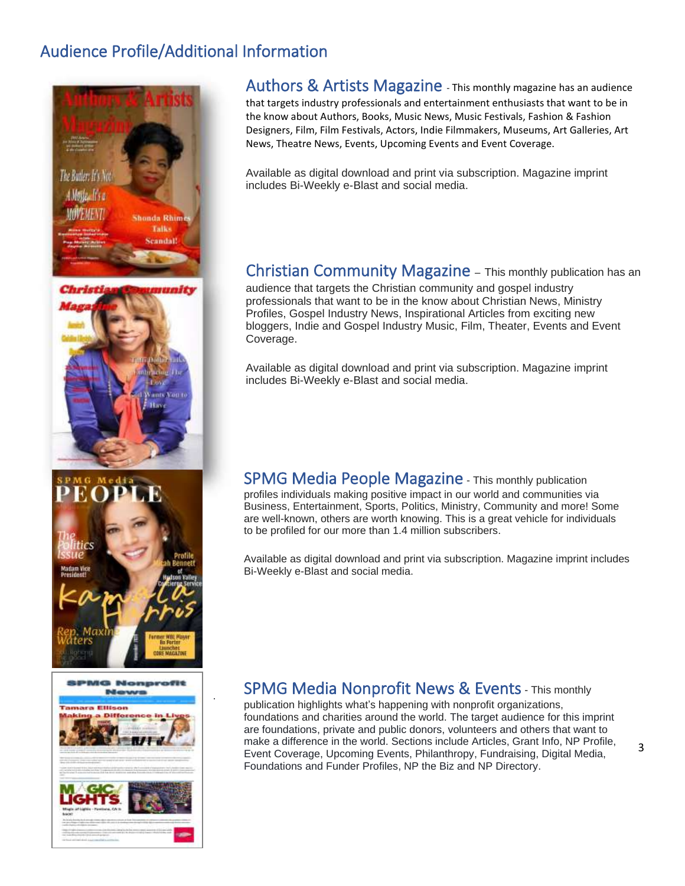## Audience Profile/Additional Information

### Authors & Artists Magazine

- This monthly magazine has an audience that targets industry professionals and entertainment enthusiasts that want to be in the know about Authors, Books, Music News, Music Festivals, Fashion & Fashion Designers, Film, Film Festivals, Actors, Indie Filmmakers, Museums, Art Galleries, Art News, Theatre News, Events, Upcoming Events and Event Coverage.

Available as digital download and print via subscription. Magazine imprint includes Bi-Weekly e-Blast and social media.

### Christian Community Magazine

– This monthly publication has an audience that targets the Christian community and gospel industry professionals that want to be in the know about Christian News, Ministry Profiles, Gospel Industry News, Inspirational Articles from exciting new bloggers, Indie and Gospel Industry Music, Film, Theater, Events and Event Coverage.

Available as digital download and print via subscription. Magazine imprint includes Bi-Weekly e-Blast and social media.

### SPMG Media People Magazine

- This monthly publication profiles individuals making positive impact in our world and communities via Business, Entertainment, Sports, Politics, Ministry, Community and more! Some are well-known, others are worth knowing. This is a great vehicle for individuals to be profiled for our more than 1.4 million subscribers.

Available as digital download and print via subscription. Magazine imprint includes Bi-Weekly e-Blast and social media.

### SPMG Media Nonprofit News & Events

- This monthly publication highlights what's happening with nonprofit organizations, foundations and charities around the world. The target audience for this imprint are foundations, private and public donors, volunteers and others that want to make a difference in the world. Sections include Articles, Grant Info, NP Profile, Event Coverage, Upcoming Events, Philanthropy, Fundraising, Digital Media, Foundations and Funder Profiles, NP the Biz and NP Directory.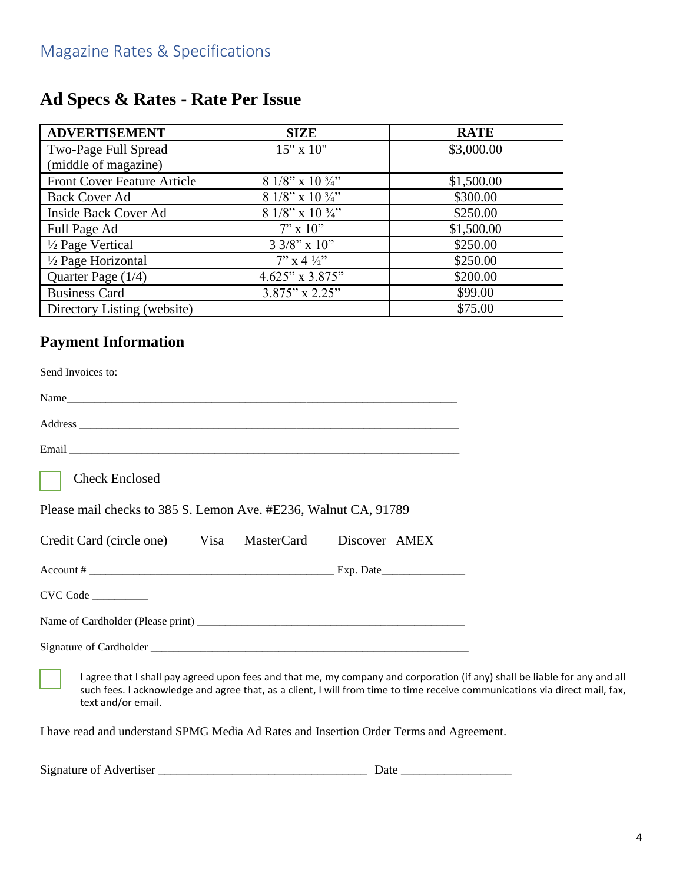## Magazine Rates & Specifications

# Ad Specs & Rates - Rate Per Issue

| ADVERTISEMENT | SIZE | RATE |
|---|---|---|
| Two-Page Full Spread (middle of magazine) | 15" x 10" | $3,000.00 |
| Front Cover Feature Article | 8 1/8" x 10 ¾" | $1,500.00 |
| Back Cover Ad | 8 1/8" x 10 ¾" | $300.00 |
| Inside Back Cover Ad | 8 1/8" x 10 ¾" | $250.00 |
| Full Page Ad | 7" x 10" | $1,500.00 |
| ½ Page Vertical | 3 3/8" x 10" | $250.00 |
| ½ Page Horizontal | 7" x 4 ½" | $250.00 |
| Quarter Page (1/4) | 4.625" x 3.875" | $200.00 |
| Business Card | 3.875" x 2.25" | $99.00 |
| Directory Listing (website) | | $75.00 |

# Payment Information

Send Invoices to:

Name___________________________________________________________________

Address ________________________________________________________________

Email __________________________________________________________________

☐ Check Enclosed

Please mail checks to 385 S. Lemon Ave. #E236, Walnut CA, 91789

Credit Card (circle one) Visa MasterCard Discover AMEX

Account # ________________________________________ Exp. Date______________

CVC Code __________

Name of Cardholder (Please print) ______________________________________________

Signature of Cardholder ___________________________________________________

☐ I agree that I shall pay agreed upon fees and that me, my company and corporation (if any) shall be liable for any and all such fees. I acknowledge and agree that, as a client, I will from time to time receive communications via direct mail, fax, text and/or email.

I have read and understand SPMG Media Ad Rates and Insertion Order Terms and Agreement.

Signature of Advertiser __________________________________ Date _________________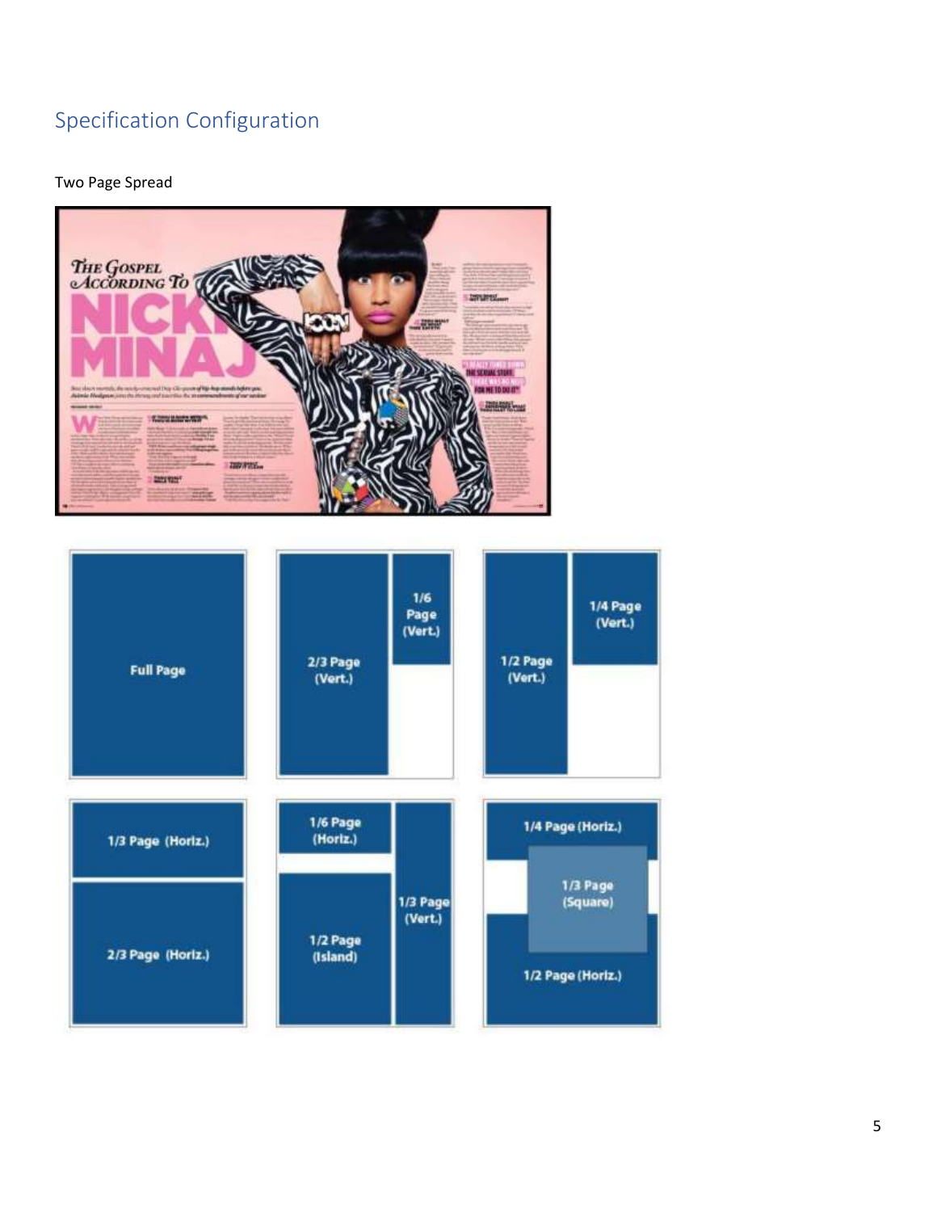## Specification Configuration

Two Page Spread

Full Page

2/3 Page (Vert.)

1/6 Page (Vert.)

1/2 Page (Vert.)

1/4 Page (Vert.)

1/3 Page (Horiz.)

2/3 Page (Horiz.)

1/6 Page (Horiz.)

1/2 Page (Island)

1/3 Page (Vert.)

1/4 Page (Horiz.)

1/3 Page (Square)

1/2 Page (Horiz.)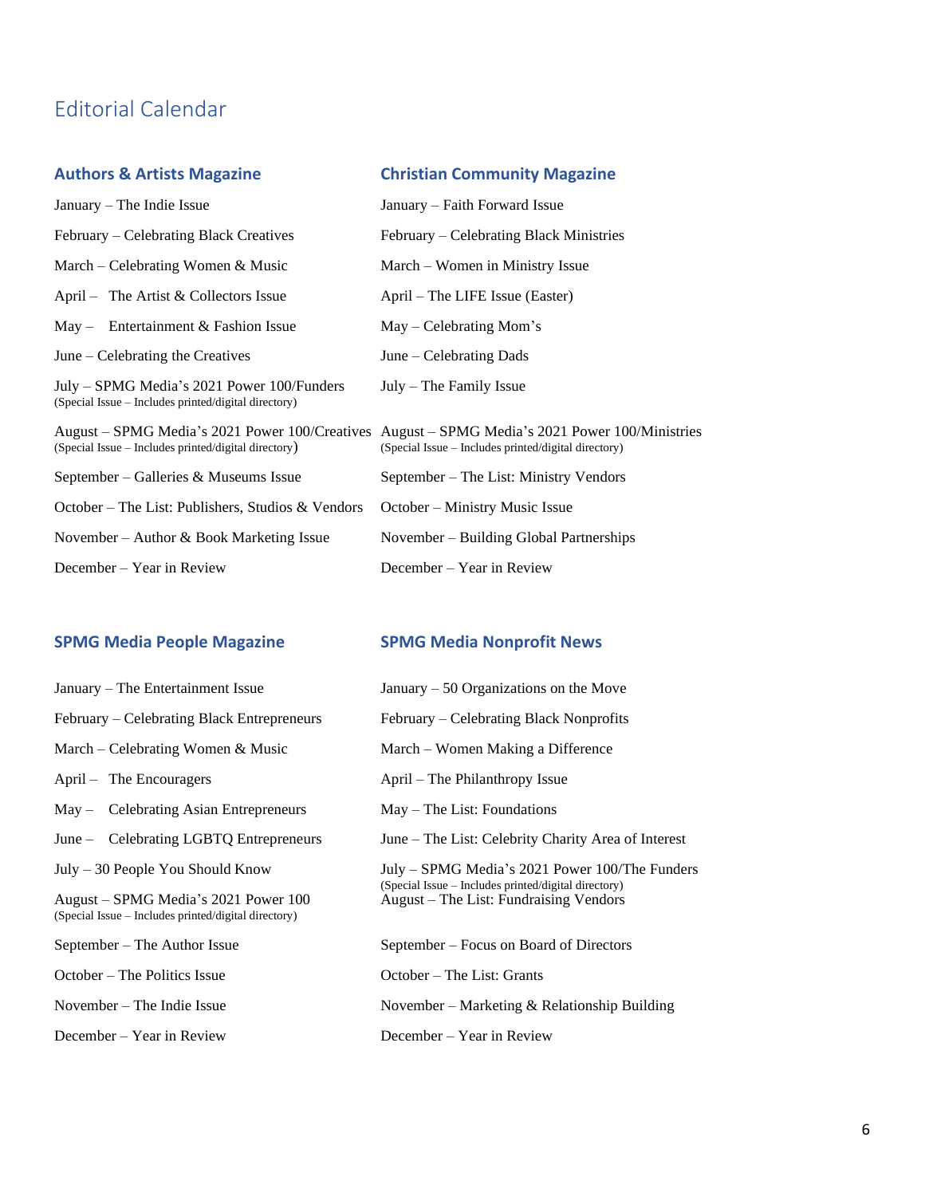# Editorial Calendar

## Authors & Artists Magazine

January – The Indie Issue

February – Celebrating Black Creatives

March – Celebrating Women & Music

April – The Artist & Collectors Issue

May – Entertainment & Fashion Issue

June – Celebrating the Creatives

July – SPMG Media's 2021 Power 100/Funders
(Special Issue – Includes printed/digital directory)

August – SPMG Media's 2021 Power 100/Creatives
(Special Issue – Includes printed/digital directory)

September – Galleries & Museums Issue

October – The List: Publishers, Studios & Vendors

November – Author & Book Marketing Issue

December – Year in Review

## Christian Community Magazine

January – Faith Forward Issue

February – Celebrating Black Ministries

March – Women in Ministry Issue

April – The LIFE Issue (Easter)

May – Celebrating Mom's

June – Celebrating Dads

July – The Family Issue

August – SPMG Media's 2021 Power 100/Ministries
(Special Issue – Includes printed/digital directory)

September – The List: Ministry Vendors

October – Ministry Music Issue

November – Building Global Partnerships

December – Year in Review

## SPMG Media People Magazine

January – The Entertainment Issue

February – Celebrating Black Entrepreneurs

March – Celebrating Women & Music

April – The Encouragers

May – Celebrating Asian Entrepreneurs

June – Celebrating LGBTQ Entrepreneurs

July – 30 People You Should Know

August – SPMG Media's 2021 Power 100
(Special Issue – Includes printed/digital directory)

September – The Author Issue

October – The Politics Issue

November – The Indie Issue

December – Year in Review

## SPMG Media Nonprofit News

January – 50 Organizations on the Move

February – Celebrating Black Nonprofits

March – Women Making a Difference

April – The Philanthropy Issue

May – The List: Foundations

June – The List: Celebrity Charity Area of Interest

July – SPMG Media's 2021 Power 100/The Funders
(Special Issue – Includes printed/digital directory)

August – The List: Fundraising Vendors

September – Focus on Board of Directors

October – The List: Grants

November – Marketing & Relationship Building

December – Year in Review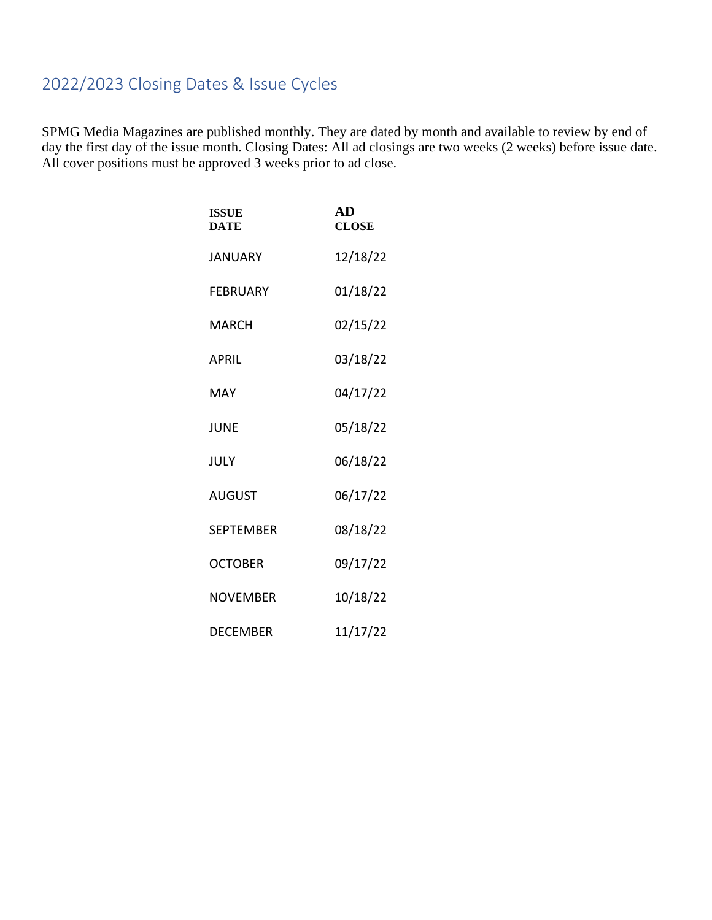## 2022/2023 Closing Dates & Issue Cycles

SPMG Media Magazines are published monthly. They are dated by month and available to review by end of day the first day of the issue month. Closing Dates: All ad closings are two weeks (2 weeks) before issue date. All cover positions must be approved 3 weeks prior to ad close.

| ISSUE DATE | AD CLOSE |
|---|---|
| JANUARY | 12/18/22 |
| FEBRUARY | 01/18/22 |
| MARCH | 02/15/22 |
| APRIL | 03/18/22 |
| MAY | 04/17/22 |
| JUNE | 05/18/22 |
| JULY | 06/18/22 |
| AUGUST | 06/17/22 |
| SEPTEMBER | 08/18/22 |
| OCTOBER | 09/17/22 |
| NOVEMBER | 10/18/22 |
| DECEMBER | 11/17/22 |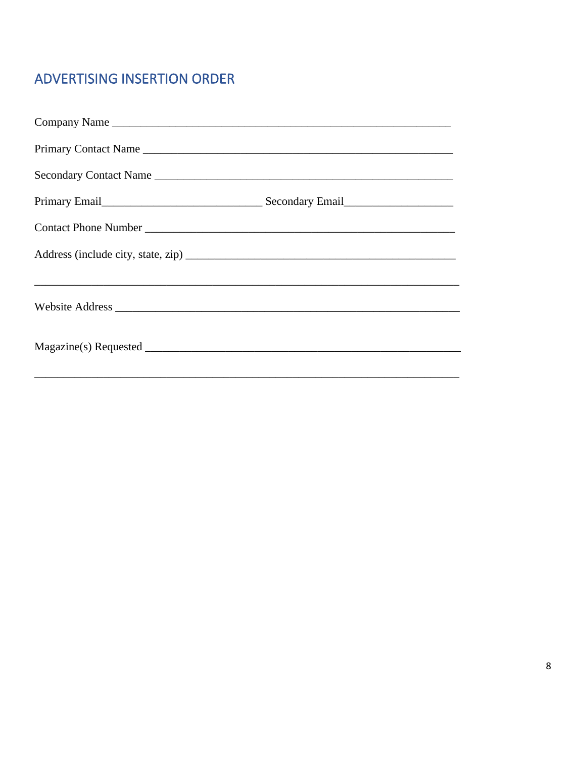## ADVERTISING INSERTION ORDER

Company Name ____________________________________________________________

Primary Contact Name _______________________________________________________

Secondary Contact Name _____________________________________________________

Primary Email____________________________ Secondary Email___________________

Contact Phone Number _______________________________________________________

Address (include city, state, zip) _________________________________________________

_____________________________________________________________________________

Website Address ______________________________________________________________

Magazine(s) Requested _________________________________________________________

_____________________________________________________________________________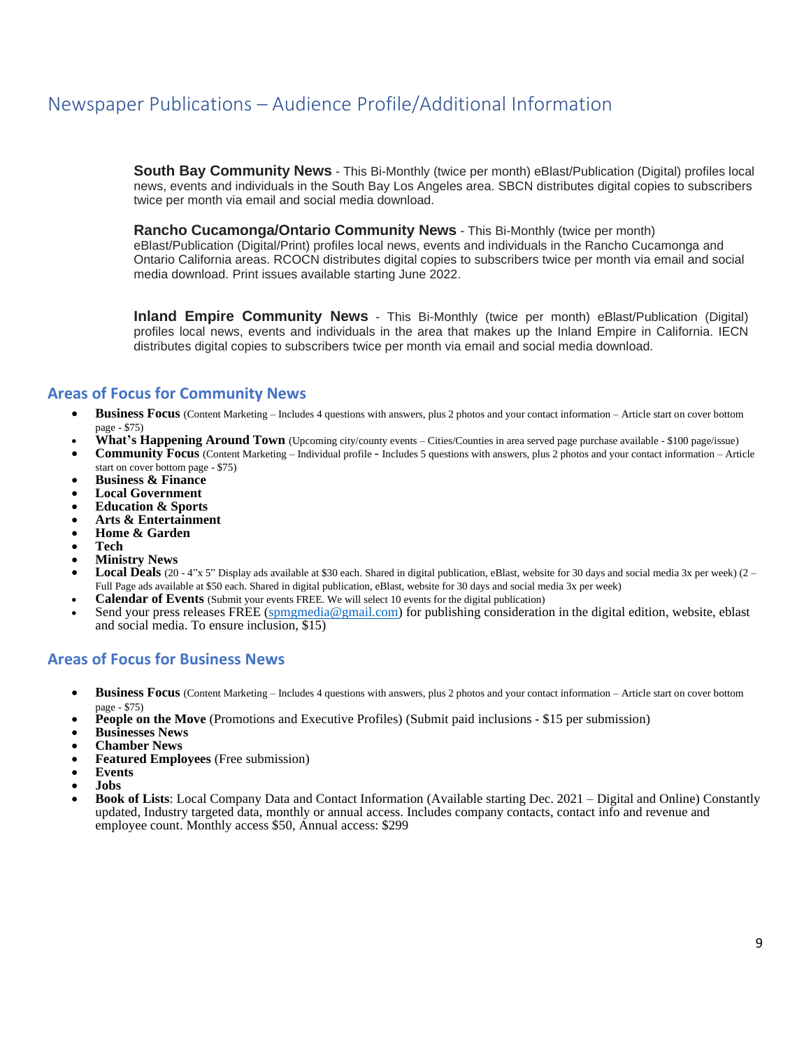# Newspaper Publications – Audience Profile/Additional Information

**South Bay Community News** - This Bi-Monthly (twice per month) eBlast/Publication (Digital) profiles local news, events and individuals in the South Bay Los Angeles area. SBCN distributes digital copies to subscribers twice per month via email and social media download.

**Rancho Cucamonga/Ontario Community News** - This Bi-Monthly (twice per month) eBlast/Publication (Digital/Print) profiles local news, events and individuals in the Rancho Cucamonga and Ontario California areas. RCOCN distributes digital copies to subscribers twice per month via email and social media download. Print issues available starting June 2022.

**Inland Empire Community News** - This Bi-Monthly (twice per month) eBlast/Publication (Digital) profiles local news, events and individuals in the area that makes up the Inland Empire in California. IECN distributes digital copies to subscribers twice per month via email and social media download.

## Areas of Focus for Community News

- **Business Focus** (Content Marketing – Includes 4 questions with answers, plus 2 photos and your contact information – Article start on cover bottom page - $75)
- **What's Happening Around Town** (Upcoming city/county events – Cities/Counties in area served page purchase available - $100 page/issue)
- **Community Focus** (Content Marketing – Individual profile - Includes 5 questions with answers, plus 2 photos and your contact information – Article start on cover bottom page - $75)
- **Business & Finance**
- **Local Government**
- **Education & Sports**
- **Arts & Entertainment**
- **Home & Garden**
- **Tech**
- **Ministry News**
- **Local Deals** (20 - 4"x 5" Display ads available at $30 each. Shared in digital publication, eBlast, website for 30 days and social media 3x per week) (2 – Full Page ads available at $50 each. Shared in digital publication, eBlast, website for 30 days and social media 3x per week)
- **Calendar of Events** (Submit your events FREE. We will select 10 events for the digital publication)
- Send your press releases FREE (spmgmedia@gmail.com) for publishing consideration in the digital edition, website, eblast and social media. To ensure inclusion, $15)

## Areas of Focus for Business News

- **Business Focus** (Content Marketing – Includes 4 questions with answers, plus 2 photos and your contact information – Article start on cover bottom page - $75)
- **People on the Move** (Promotions and Executive Profiles) (Submit paid inclusions - $15 per submission)
- **Businesses News**
- **Chamber News**
- **Featured Employees** (Free submission)
- **Events**
- **Jobs**
- **Book of Lists**: Local Company Data and Contact Information (Available starting Dec. 2021 – Digital and Online) Constantly updated, Industry targeted data, monthly or annual access. Includes company contacts, contact info and revenue and employee count. Monthly access $50, Annual access: $299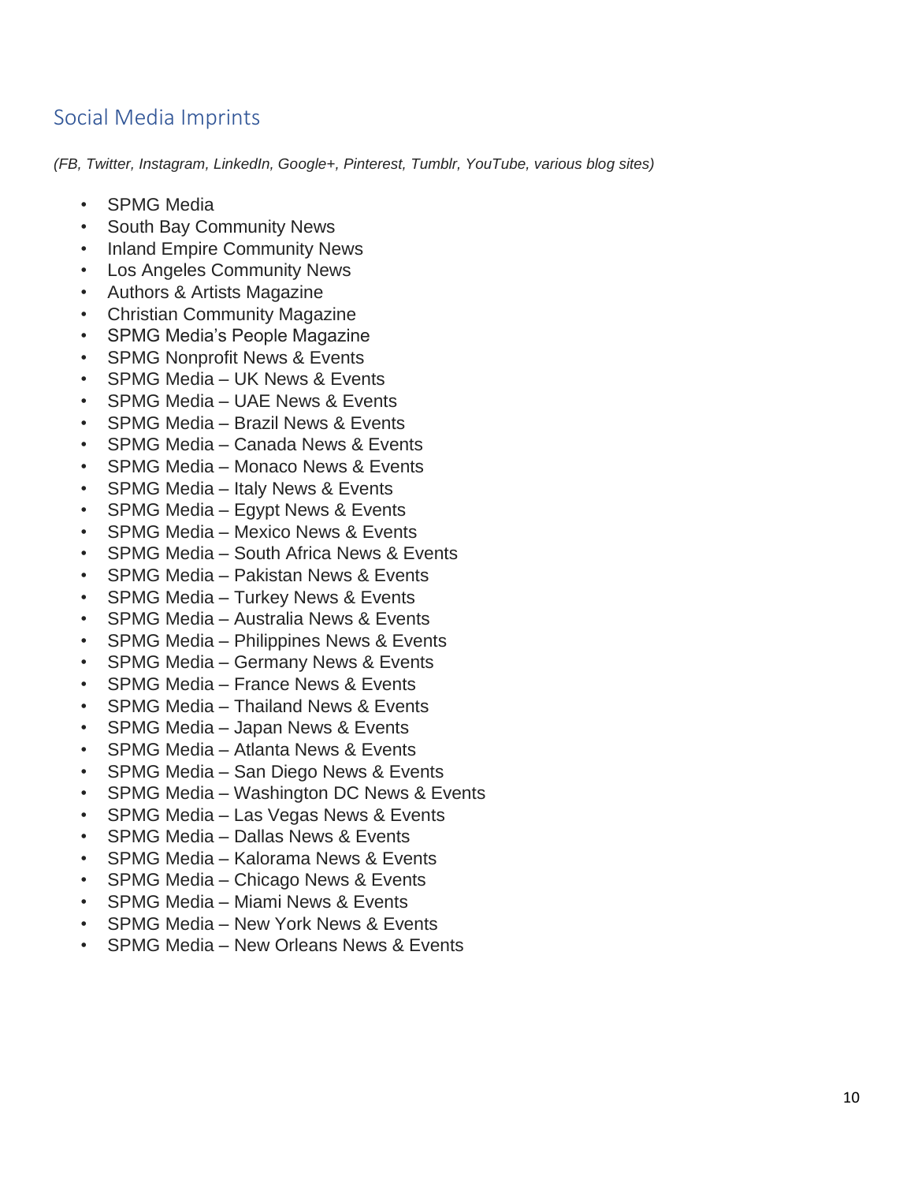## Social Media Imprints

*(FB, Twitter, Instagram, LinkedIn, Google+, Pinterest, Tumblr, YouTube, various blog sites)*

- SPMG Media
- South Bay Community News
- Inland Empire Community News
- Los Angeles Community News
- Authors & Artists Magazine
- Christian Community Magazine
- SPMG Media's People Magazine
- SPMG Nonprofit News & Events
- SPMG Media – UK News & Events
- SPMG Media – UAE News & Events
- SPMG Media – Brazil News & Events
- SPMG Media – Canada News & Events
- SPMG Media – Monaco News & Events
- SPMG Media – Italy News & Events
- SPMG Media – Egypt News & Events
- SPMG Media – Mexico News & Events
- SPMG Media – South Africa News & Events
- SPMG Media – Pakistan News & Events
- SPMG Media – Turkey News & Events
- SPMG Media – Australia News & Events
- SPMG Media – Philippines News & Events
- SPMG Media – Germany News & Events
- SPMG Media – France News & Events
- SPMG Media – Thailand News & Events
- SPMG Media – Japan News & Events
- SPMG Media – Atlanta News & Events
- SPMG Media – San Diego News & Events
- SPMG Media – Washington DC News & Events
- SPMG Media – Las Vegas News & Events
- SPMG Media – Dallas News & Events
- SPMG Media – Kalorama News & Events
- SPMG Media – Chicago News & Events
- SPMG Media – Miami News & Events
- SPMG Media – New York News & Events
- SPMG Media – New Orleans News & Events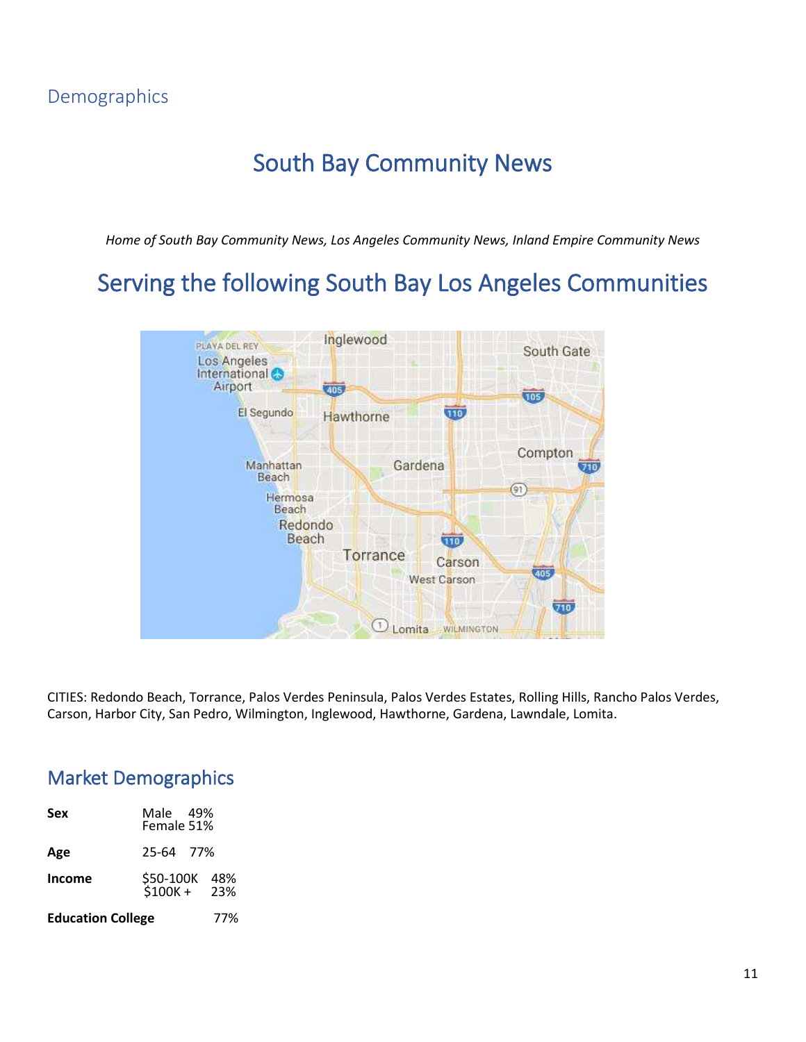Demographics

# South Bay Community News

*Home of South Bay Community News, Los Angeles Community News, Inland Empire Community News*

## Serving the following South Bay Los Angeles Communities

CITIES: Redondo Beach, Torrance, Palos Verdes Peninsula, Palos Verdes Estates, Rolling Hills, Rancho Palos Verdes, Carson, Harbor City, San Pedro, Wilmington, Inglewood, Hawthorne, Gardena, Lawndale, Lomita.

## Market Demographics

| | | |
|---|---|---|
| **Sex** | Male | 49% |
| | Female | 51% |
| **Age** | 25-64 | 77% |
| **Income** | $50-100K | 48% |
| | $100K + | 23% |
| **Education College** | | 77% |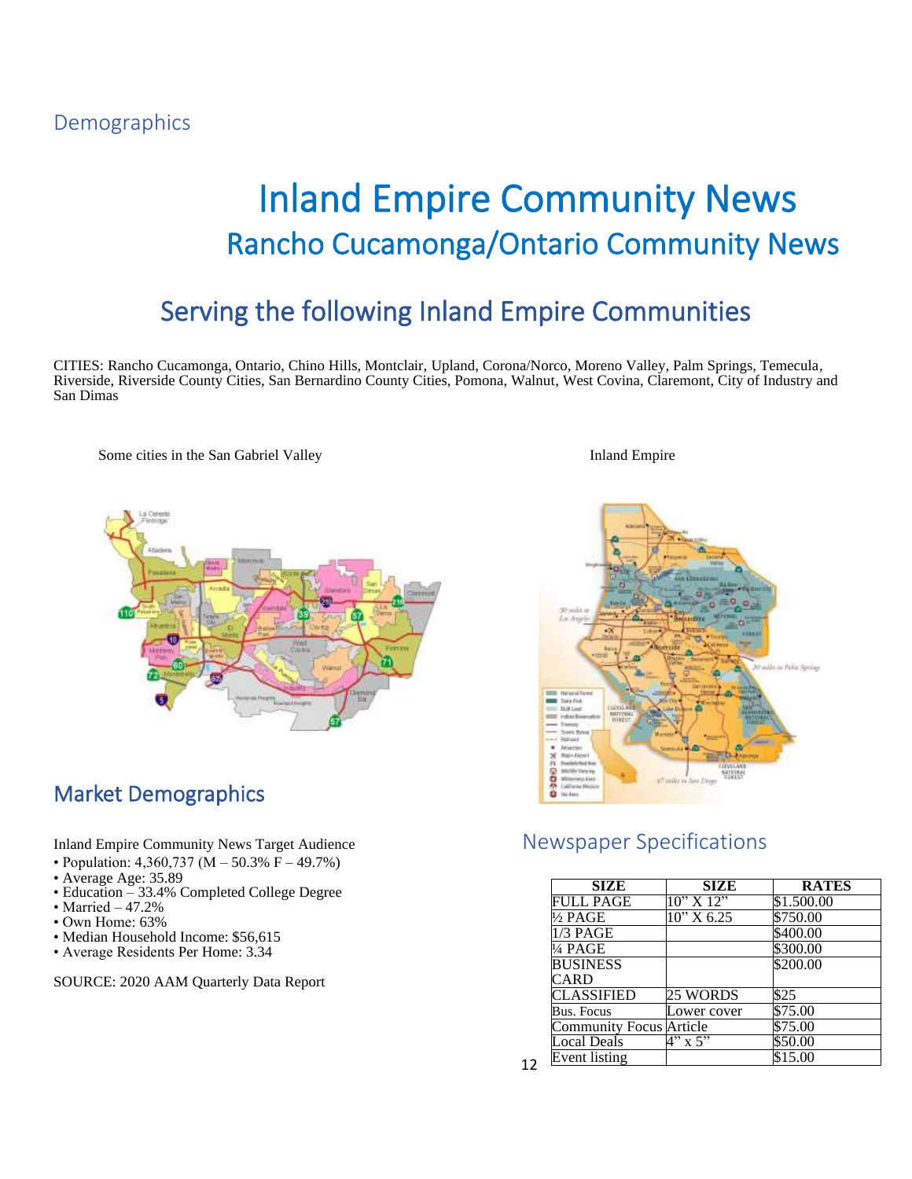Demographics

# Inland Empire Community News

## Rancho Cucamonga/Ontario Community News

## Serving the following Inland Empire Communities

CITIES: Rancho Cucamonga, Ontario, Chino Hills, Montclair, Upland, Corona/Norco, Moreno Valley, Palm Springs, Temecula, Riverside, Riverside County Cities, San Bernardino County Cities, Pomona, Walnut, West Covina, Claremont, City of Industry and San Dimas

Some cities in the San Gabriel Valley

Inland Empire

## Market Demographics

Inland Empire Community News Target Audience

- Population: 4,360,737 (M – 50.3% F – 49.7%)
- Average Age: 35.89
- Education – 33.4% Completed College Degree
- Married – 47.2%
- Own Home: 63%
- Median Household Income: $56,615
- Average Residents Per Home: 3.34

SOURCE: 2020 AAM Quarterly Data Report

## Newspaper Specifications

| SIZE | SIZE | RATES |
|---|---|---|
| FULL PAGE | 10" X 12" | $1.500.00 |
| ½ PAGE | 10" X 6.25 | $750.00 |
| 1/3 PAGE | | $400.00 |
| ¼ PAGE | | $300.00 |
| BUSINESS CARD | | $200.00 |
| CLASSIFIED | 25 WORDS | $25 |
| Bus. Focus | Lower cover | $75.00 |
| Community Focus | Article | $75.00 |
| Local Deals | 4" x 5" | $50.00 |
| Event listing | | $15.00 |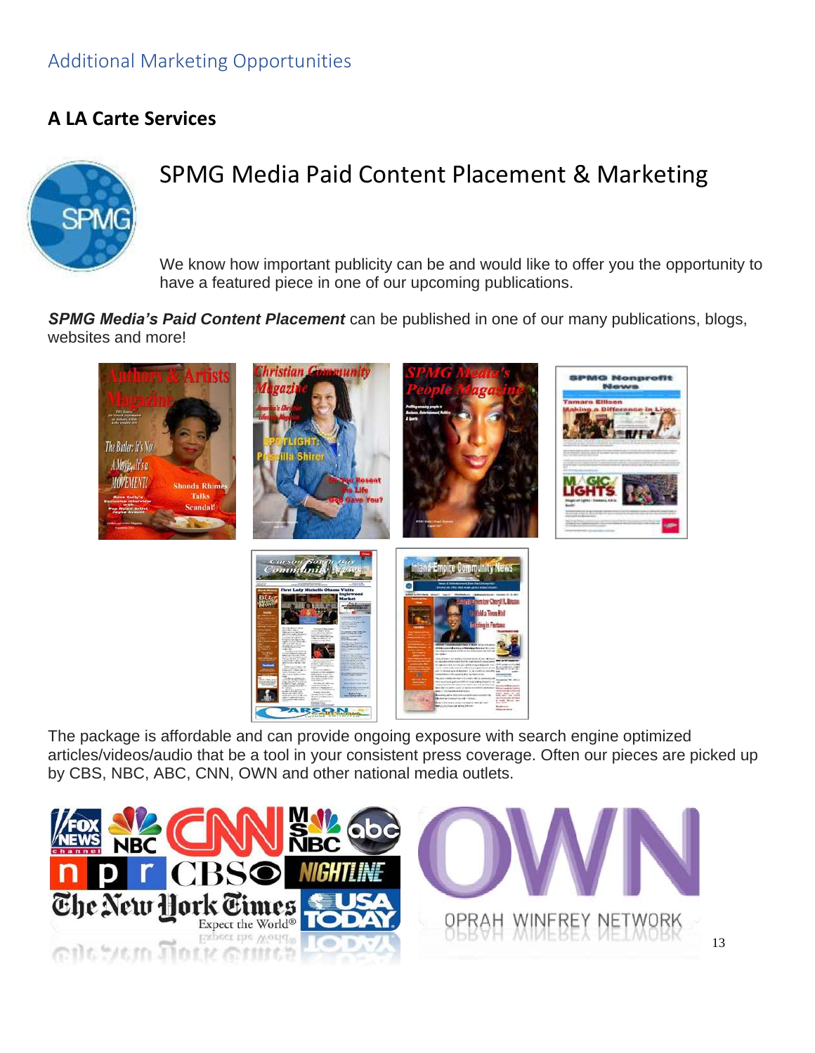## Additional Marketing Opportunities

### A LA Carte Services

# SPMG Media Paid Content Placement & Marketing

We know how important publicity can be and would like to offer you the opportunity to have a featured piece in one of our upcoming publications.

***SPMG Media's Paid Content Placement*** can be published in one of our many publications, blogs, websites and more!

The package is affordable and can provide ongoing exposure with search engine optimized articles/videos/audio that be a tool in your consistent press coverage. Often our pieces are picked up by CBS, NBC, ABC, CNN, OWN and other national media outlets.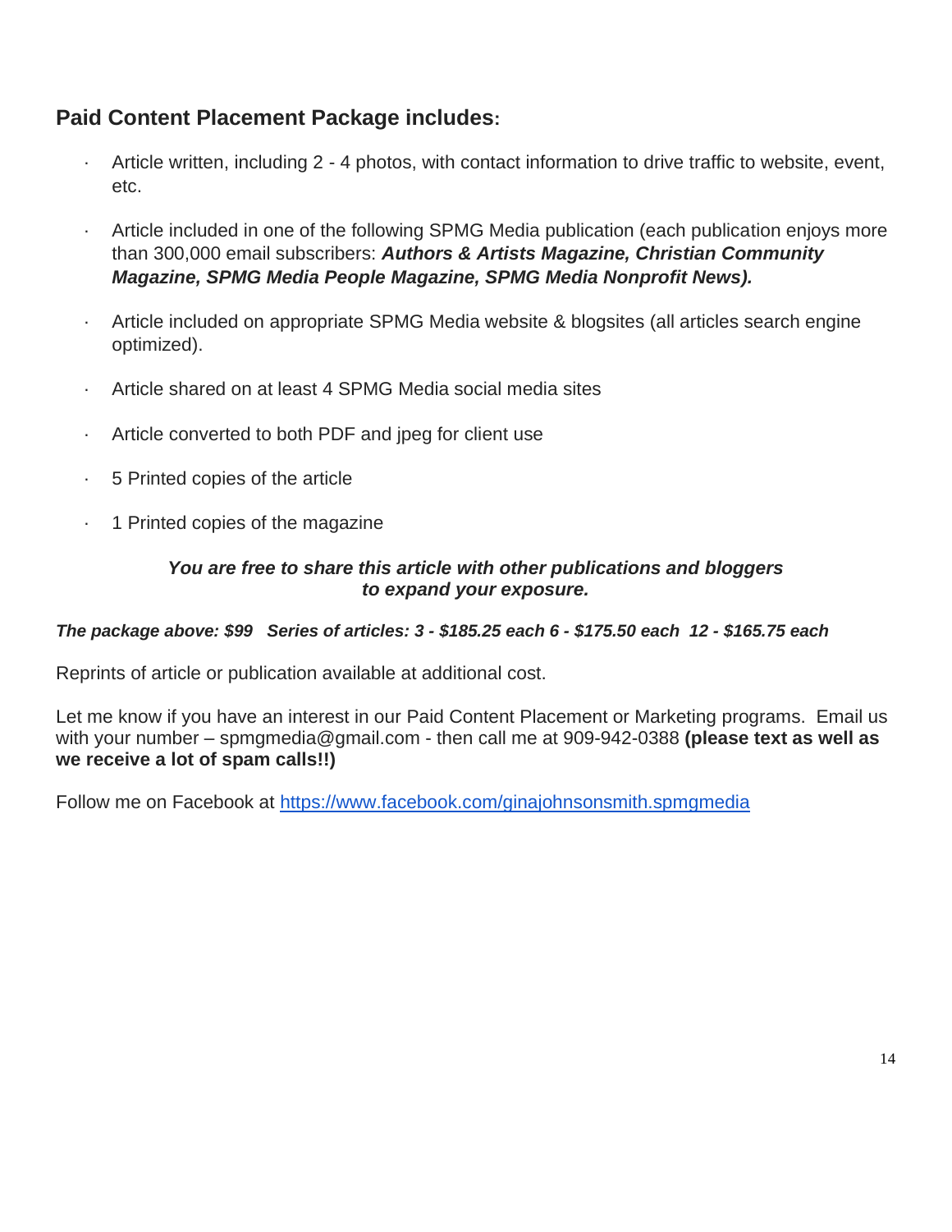## Paid Content Placement Package includes:

- Article written, including 2 - 4 photos, with contact information to drive traffic to website, event, etc.
- Article included in one of the following SPMG Media publication (each publication enjoys more than 300,000 email subscribers: ***Authors & Artists Magazine, Christian Community Magazine, SPMG Media People Magazine, SPMG Media Nonprofit News).***
- Article included on appropriate SPMG Media website & blogsites (all articles search engine optimized).
- Article shared on at least 4 SPMG Media social media sites
- Article converted to both PDF and jpeg for client use
- 5 Printed copies of the article
- 1 Printed copies of the magazine

***You are free to share this article with other publications and bloggers to expand your exposure.***

***The package above: $99 Series of articles: 3 - $185.25 each 6 - $175.50 each 12 - $165.75 each***

Reprints of article or publication available at additional cost.

Let me know if you have an interest in our Paid Content Placement or Marketing programs. Email us with your number – spmgmedia@gmail.com - then call me at 909-942-0388 **(please text as well as we receive a lot of spam calls!!)**

Follow me on Facebook at https://www.facebook.com/ginajohnsonsmith.spmgmedia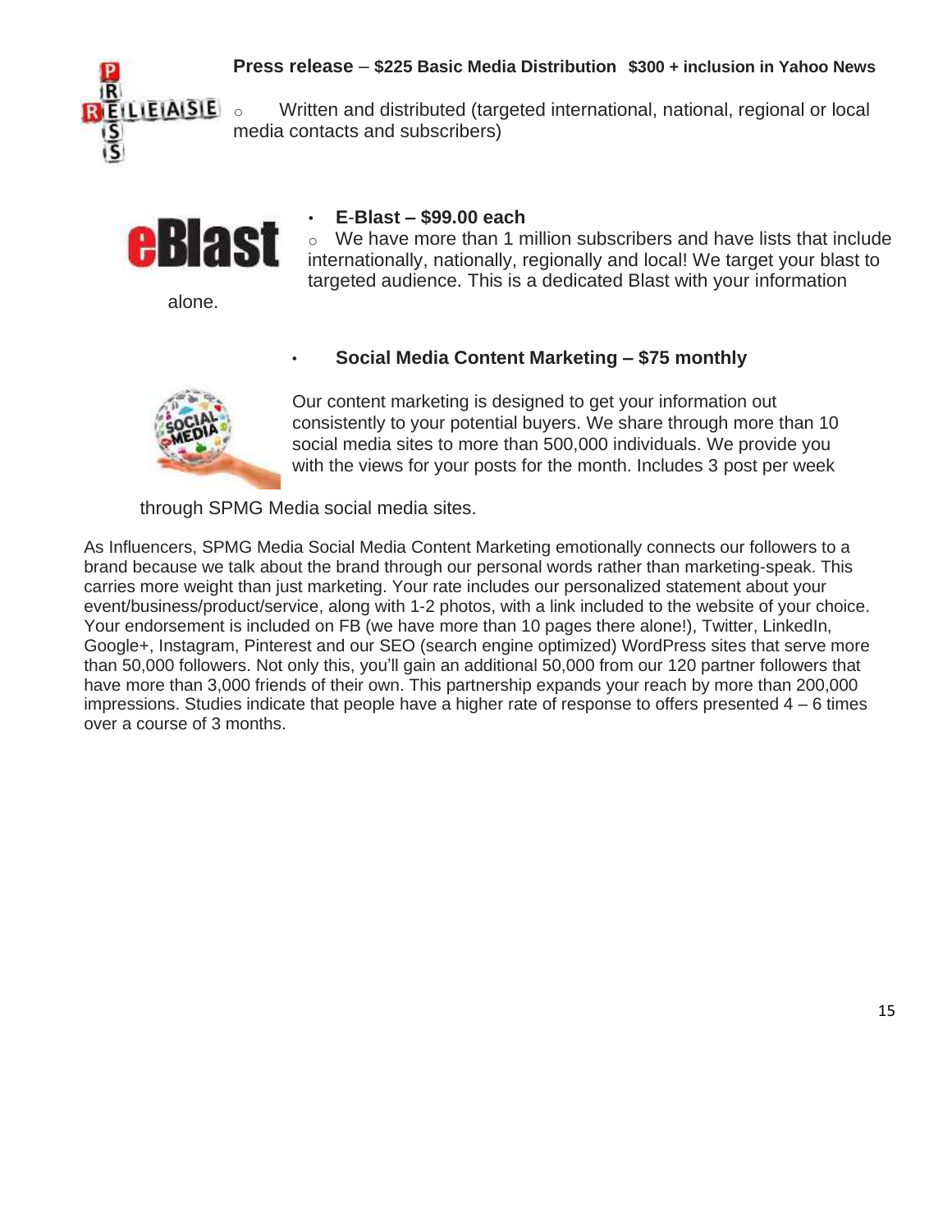**Press release** – **$225 Basic Media Distribution $300 + inclusion in Yahoo News**

- Written and distributed (targeted international, national, regional or local media contacts and subscribers)

- **E-Blast – $99.00 each**
  - We have more than 1 million subscribers and have lists that include internationally, nationally, regionally and local! We target your blast to targeted audience. This is a dedicated Blast with your information alone.

- **Social Media Content Marketing – $75 monthly**

Our content marketing is designed to get your information out consistently to your potential buyers. We share through more than 10 social media sites to more than 500,000 individuals. We provide you with the views for your posts for the month. Includes 3 post per week through SPMG Media social media sites.

As Influencers, SPMG Media Social Media Content Marketing emotionally connects our followers to a brand because we talk about the brand through our personal words rather than marketing-speak. This carries more weight than just marketing. Your rate includes our personalized statement about your event/business/product/service, along with 1-2 photos, with a link included to the website of your choice. Your endorsement is included on FB (we have more than 10 pages there alone!), Twitter, LinkedIn, Google+, Instagram, Pinterest and our SEO (search engine optimized) WordPress sites that serve more than 50,000 followers. Not only this, you'll gain an additional 50,000 from our 120 partner followers that have more than 3,000 friends of their own. This partnership expands your reach by more than 200,000 impressions. Studies indicate that people have a higher rate of response to offers presented 4 – 6 times over a course of 3 months.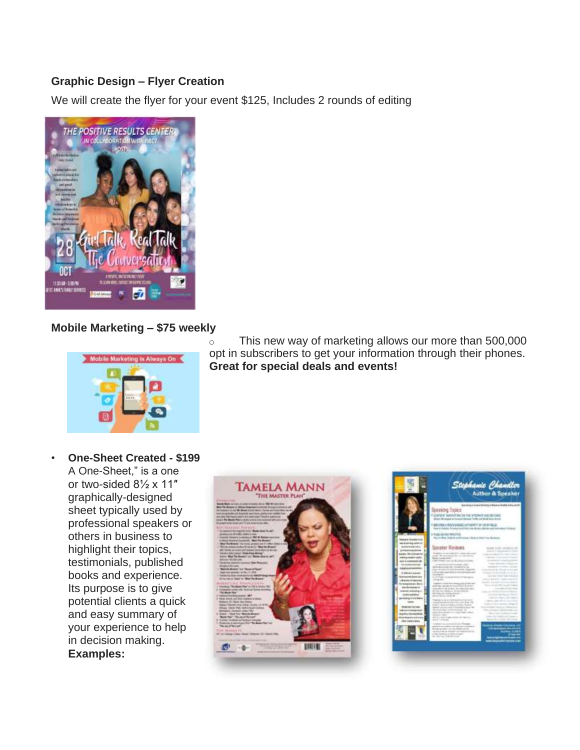**Graphic Design – Flyer Creation**

We will create the flyer for your event $125, Includes 2 rounds of editing

**Mobile Marketing – $75 weekly**

- This new way of marketing allows our more than 500,000 opt in subscribers to get your information through their phones. **Great for special deals and events!**

- **One-Sheet Created - $199**
  A One-Sheet," is a one or two-sided 8½ x 11″ graphically-designed sheet typically used by professional speakers or others in business to highlight their topics, testimonials, published books and experience. Its purpose is to give potential clients a quick and easy summary of your experience to help in decision making.
  **Examples:**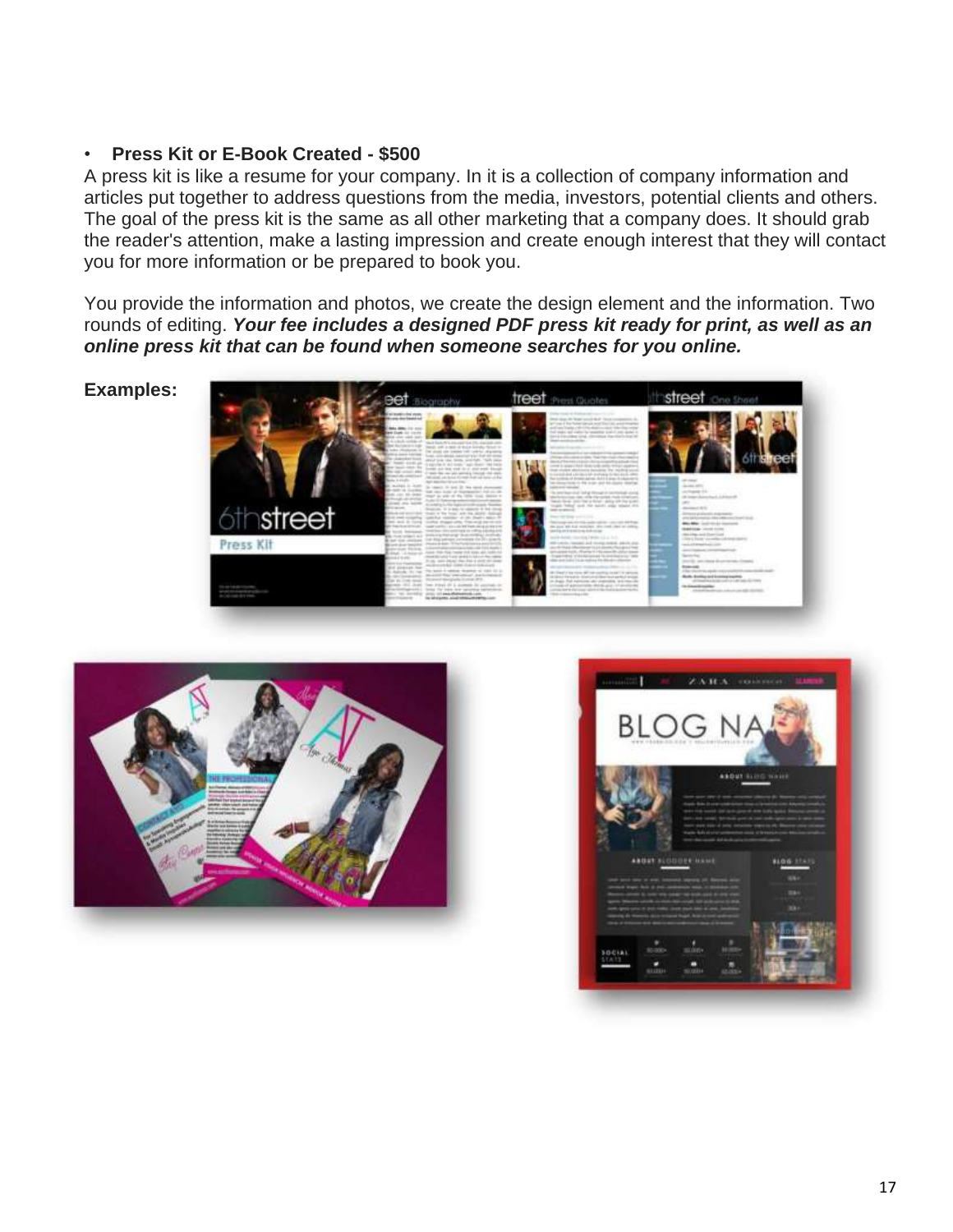- **Press Kit or E-Book Created - $500**

A press kit is like a resume for your company. In it is a collection of company information and articles put together to address questions from the media, investors, potential clients and others. The goal of the press kit is the same as all other marketing that a company does. It should grab the reader's attention, make a lasting impression and create enough interest that they will contact you for more information or be prepared to book you.

You provide the information and photos, we create the design element and the information. Two rounds of editing. ***Your fee includes a designed PDF press kit ready for print, as well as an online press kit that can be found when someone searches for you online.***

**Examples:**